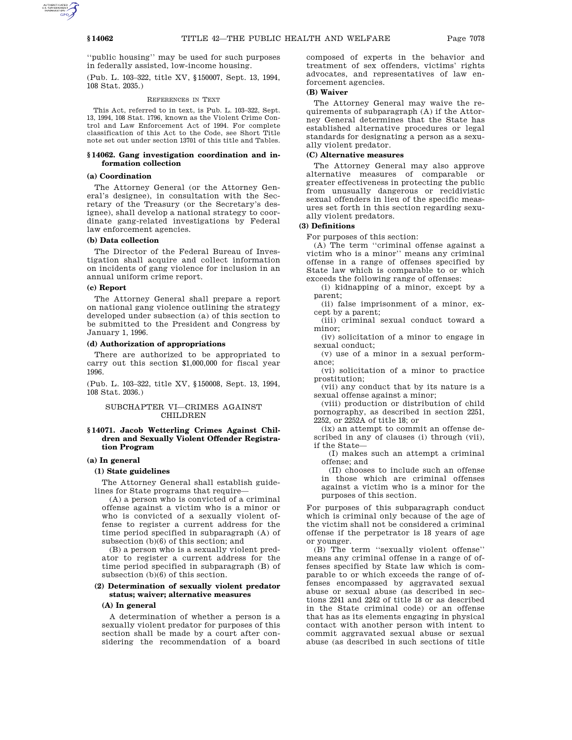''public housing'' may be used for such purposes in federally assisted, low-income housing.

(Pub. L. 103–322, title XV, §150007, Sept. 13, 1994, 108 Stat. 2035.)

REFERENCES IN TEXT

This Act, referred to in text, is Pub. L. 103–322, Sept. 13, 1994, 108 Stat. 1796, known as the Violent Crime Control and Law Enforcement Act of 1994. For complete classification of this Act to the Code, see Short Title note set out under section 13701 of this title and Tables.

### §14062. Gang investigation coordination and information collection

**(a) Coordination**

The Attorney General (or the Attorney General's designee), in consultation with the Secretary of the Treasury (or the Secretary's designee), shall develop a national strategy to coordinate gang-related investigations by Federal law enforcement agencies.

**(b) Data collection**

The Director of the Federal Bureau of Investigation shall acquire and collect information on incidents of gang violence for inclusion in an annual uniform crime report.

**(c) Report**

The Attorney General shall prepare a report on national gang violence outlining the strategy developed under subsection (a) of this section to be submitted to the President and Congress by January 1, 1996.

**(d) Authorization of appropriations**

There are authorized to be appropriated to carry out this section $1,000,000 for fiscal year 1996.

(Pub. L. 103–322, title XV, §150008, Sept. 13, 1994, 108 Stat. 2036.)

## SUBCHAPTER VI—CRIMES AGAINST CHILDREN

### §14071. Jacob Wetterling Crimes Against Children and Sexually Violent Offender Registration Program

**(a) In general**

**(1) State guidelines**

The Attorney General shall establish guidelines for State programs that require—

(A) a person who is convicted of a criminal offense against a victim who is a minor or who is convicted of a sexually violent offense to register a current address for the time period specified in subparagraph (A) of subsection (b)(6) of this section; and

(B) a person who is a sexually violent predator to register a current address for the time period specified in subparagraph (B) of subsection (b)(6) of this section.

**(2) Determination of sexually violent predator status; waiver; alternative measures**

**(A) In general**

A determination of whether a person is a sexually violent predator for purposes of this section shall be made by a court after considering the recommendation of a board composed of experts in the behavior and treatment of sex offenders, victims' rights advocates, and representatives of law enforcement agencies.

**(B) Waiver**

The Attorney General may waive the requirements of subparagraph (A) if the Attorney General determines that the State has established alternative procedures or legal standards for designating a person as a sexually violent predator.

**(C) Alternative measures**

The Attorney General may also approve alternative measures of comparable or greater effectiveness in protecting the public from unusually dangerous or recidivistic sexual offenders in lieu of the specific measures set forth in this section regarding sexually violent predators.

**(3) Definitions**

For purposes of this section:

(A) The term ''criminal offense against a victim who is a minor'' means any criminal offense in a range of offenses specified by State law which is comparable to or which exceeds the following range of offenses:

(i) kidnapping of a minor, except by a parent;

(ii) false imprisonment of a minor, except by a parent;

(iii) criminal sexual conduct toward a minor;

(iv) solicitation of a minor to engage in sexual conduct;

(v) use of a minor in a sexual performance;

(vi) solicitation of a minor to practice prostitution;

(vii) any conduct that by its nature is a sexual offense against a minor;

(viii) production or distribution of child pornography, as described in section 2251, 2252, or 2252A of title 18; or

(ix) an attempt to commit an offense described in any of clauses (i) through (vii), if the State—

(I) makes such an attempt a criminal offense; and

(II) chooses to include such an offense in those which are criminal offenses against a victim who is a minor for the purposes of this section.

For purposes of this subparagraph conduct which is criminal only because of the age of the victim shall not be considered a criminal offense if the perpetrator is 18 years of age or younger.

(B) The term ''sexually violent offense'' means any criminal offense in a range of offenses specified by State law which is comparable to or which exceeds the range of offenses encompassed by aggravated sexual abuse or sexual abuse (as described in sections 2241 and 2242 of title 18 or as described in the State criminal code) or an offense that has as its elements engaging in physical contact with another person with intent to commit aggravated sexual abuse or sexual abuse (as described in such sections of title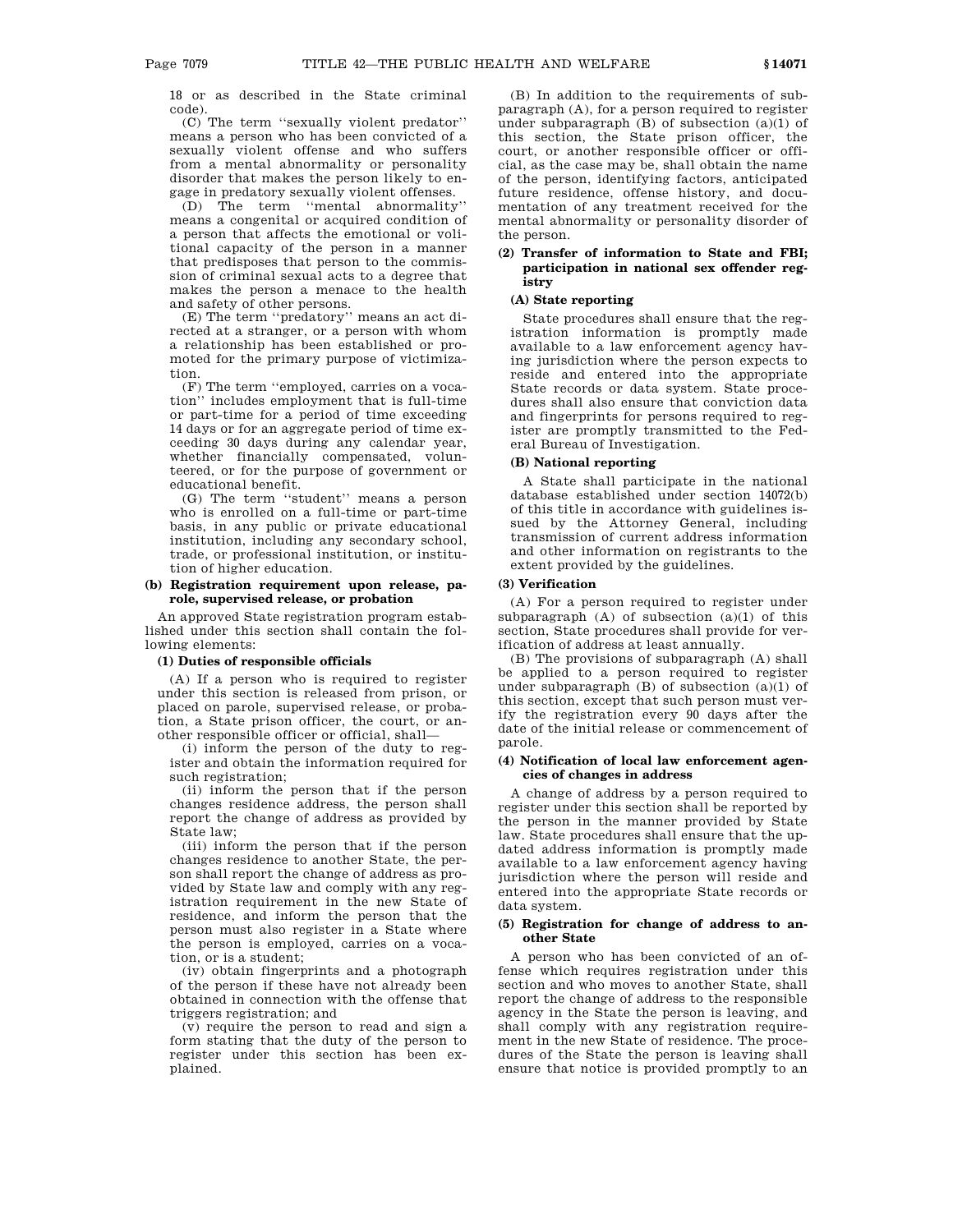18 or as described in the State criminal code).

(C) The term ''sexually violent predator'' means a person who has been convicted of a sexually violent offense and who suffers from a mental abnormality or personality disorder that makes the person likely to engage in predatory sexually violent offenses.

(D) The term ''mental abnormality'' means a congenital or acquired condition of a person that affects the emotional or volitional capacity of the person in a manner that predisposes that person to the commission of criminal sexual acts to a degree that makes the person a menace to the health and safety of other persons.

(E) The term ''predatory'' means an act directed at a stranger, or a person with whom a relationship has been established or promoted for the primary purpose of victimization.

(F) The term ''employed, carries on a vocation'' includes employment that is full-time or part-time for a period of time exceeding 14 days or for an aggregate period of time exceeding 30 days during any calendar year, whether financially compensated, volunteered, or for the purpose of government or educational benefit.

(G) The term ''student'' means a person who is enrolled on a full-time or part-time basis, in any public or private educational institution, including any secondary school, trade, or professional institution, or institution of higher education.

**(b) Registration requirement upon release, parole, supervised release, or probation**

An approved State registration program established under this section shall contain the following elements:

**(1) Duties of responsible officials**

(A) If a person who is required to register under this section is released from prison, or placed on parole, supervised release, or probation, a State prison officer, the court, or another responsible officer or official, shall—

(i) inform the person of the duty to register and obtain the information required for such registration;

(ii) inform the person that if the person changes residence address, the person shall report the change of address as provided by State law;

(iii) inform the person that if the person changes residence to another State, the person shall report the change of address as provided by State law and comply with any registration requirement in the new State of residence, and inform the person that the person must also register in a State where the person is employed, carries on a vocation, or is a student;

(iv) obtain fingerprints and a photograph of the person if these have not already been obtained in connection with the offense that triggers registration; and

(v) require the person to read and sign a form stating that the duty of the person to register under this section has been explained.

(B) In addition to the requirements of subparagraph (A), for a person required to register under subparagraph (B) of subsection (a)(1) of this section, the State prison officer, the court, or another responsible officer or official, as the case may be, shall obtain the name of the person, identifying factors, anticipated future residence, offense history, and documentation of any treatment received for the mental abnormality or personality disorder of the person.

**(2) Transfer of information to State and FBI; participation in national sex offender registry**

**(A) State reporting**

State procedures shall ensure that the registration information is promptly made available to a law enforcement agency having jurisdiction where the person expects to reside and entered into the appropriate State records or data system. State procedures shall also ensure that conviction data and fingerprints for persons required to register are promptly transmitted to the Federal Bureau of Investigation.

**(B) National reporting**

A State shall participate in the national database established under section 14072(b) of this title in accordance with guidelines issued by the Attorney General, including transmission of current address information and other information on registrants to the extent provided by the guidelines.

**(3) Verification**

(A) For a person required to register under subparagraph (A) of subsection (a)(1) of this section, State procedures shall provide for verification of address at least annually.

(B) The provisions of subparagraph (A) shall be applied to a person required to register under subparagraph (B) of subsection (a)(1) of this section, except that such person must verify the registration every 90 days after the date of the initial release or commencement of parole.

**(4) Notification of local law enforcement agencies of changes in address**

A change of address by a person required to register under this section shall be reported by the person in the manner provided by State law. State procedures shall ensure that the updated address information is promptly made available to a law enforcement agency having jurisdiction where the person will reside and entered into the appropriate State records or data system.

**(5) Registration for change of address to another State**

A person who has been convicted of an offense which requires registration under this section and who moves to another State, shall report the change of address to the responsible agency in the State the person is leaving, and shall comply with any registration requirement in the new State of residence. The procedures of the State the person is leaving shall ensure that notice is provided promptly to an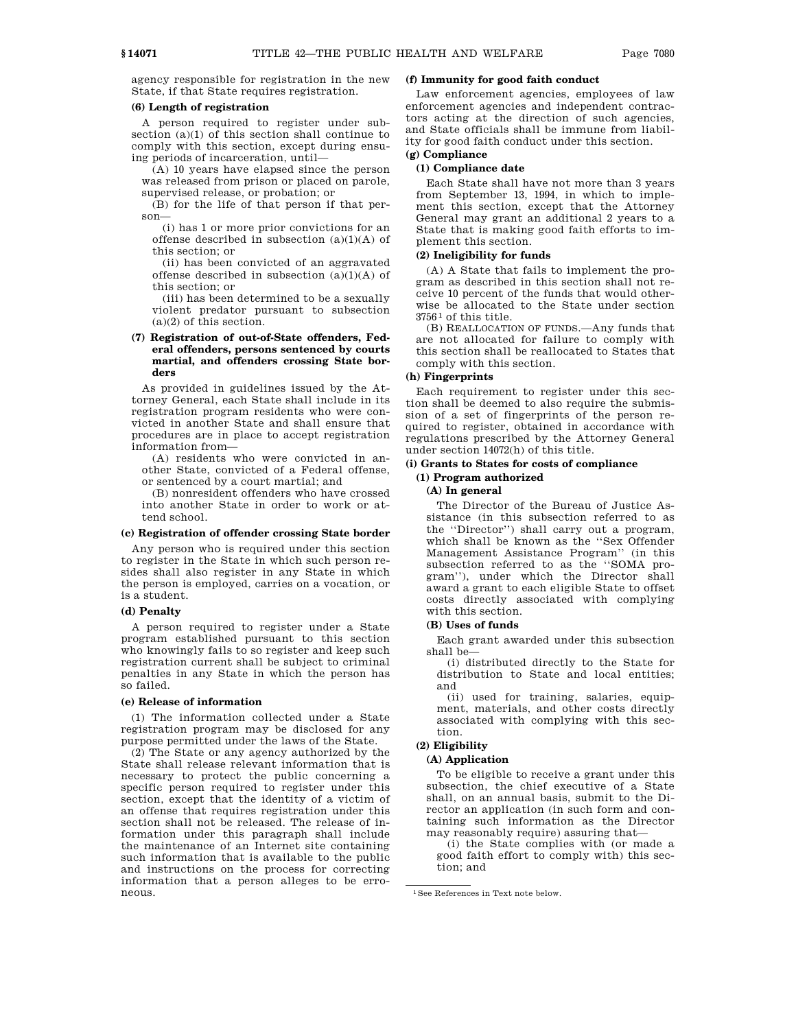agency responsible for registration in the new State, if that State requires registration.

**(6) Length of registration**

A person required to register under subsection (a)(1) of this section shall continue to comply with this section, except during ensuing periods of incarceration, until—

(A) 10 years have elapsed since the person was released from prison or placed on parole, supervised release, or probation; or

(B) for the life of that person if that person—

(i) has 1 or more prior convictions for an offense described in subsection (a)(1)(A) of this section; or

(ii) has been convicted of an aggravated offense described in subsection (a)(1)(A) of this section; or

(iii) has been determined to be a sexually violent predator pursuant to subsection (a)(2) of this section.

**(7) Registration of out-of-State offenders, Federal offenders, persons sentenced by courts martial, and offenders crossing State borders**

As provided in guidelines issued by the Attorney General, each State shall include in its registration program residents who were convicted in another State and shall ensure that procedures are in place to accept registration information from—

(A) residents who were convicted in another State, convicted of a Federal offense, or sentenced by a court martial; and

(B) nonresident offenders who have crossed into another State in order to work or attend school.

**(c) Registration of offender crossing State border**

Any person who is required under this section to register in the State in which such person resides shall also register in any State in which the person is employed, carries on a vocation, or is a student.

**(d) Penalty**

A person required to register under a State program established pursuant to this section who knowingly fails to so register and keep such registration current shall be subject to criminal penalties in any State in which the person has so failed.

**(e) Release of information**

(1) The information collected under a State registration program may be disclosed for any purpose permitted under the laws of the State.

(2) The State or any agency authorized by the State shall release relevant information that is necessary to protect the public concerning a specific person required to register under this section, except that the identity of a victim of an offense that requires registration under this section shall not be released. The release of information under this paragraph shall include the maintenance of an Internet site containing such information that is available to the public and instructions on the process for correcting information that a person alleges to be erroneous.

**(f) Immunity for good faith conduct**

Law enforcement agencies, employees of law enforcement agencies and independent contractors acting at the direction of such agencies, and State officials shall be immune from liability for good faith conduct under this section.

**(g) Compliance**

**(1) Compliance date**

Each State shall have not more than 3 years from September 13, 1994, in which to implement this section, except that the Attorney General may grant an additional 2 years to a State that is making good faith efforts to implement this section.

**(2) Ineligibility for funds**

(A) A State that fails to implement the program as described in this section shall not receive 10 percent of the funds that would otherwise be allocated to the State under section 3756[1] of this title.

(B) REALLOCATION OF FUNDS.—Any funds that are not allocated for failure to comply with this section shall be reallocated to States that comply with this section.

**(h) Fingerprints**

Each requirement to register under this section shall be deemed to also require the submission of a set of fingerprints of the person required to register, obtained in accordance with regulations prescribed by the Attorney General under section 14072(h) of this title.

**(i) Grants to States for costs of compliance**

**(1) Program authorized**

**(A) In general**

The Director of the Bureau of Justice Assistance (in this subsection referred to as the ''Director'') shall carry out a program, which shall be known as the ''Sex Offender Management Assistance Program'' (in this subsection referred to as the ''SOMA program''), under which the Director shall award a grant to each eligible State to offset costs directly associated with complying with this section.

**(B) Uses of funds**

Each grant awarded under this subsection shall be—

(i) distributed directly to the State for distribution to State and local entities; and

(ii) used for training, salaries, equipment, materials, and other costs directly associated with complying with this section.

**(2) Eligibility**

**(A) Application**

To be eligible to receive a grant under this subsection, the chief executive of a State shall, on an annual basis, submit to the Director an application (in such form and containing such information as the Director may reasonably require) assuring that—

(i) the State complies with (or made a good faith effort to comply with) this section; and

[1] See References in Text note below.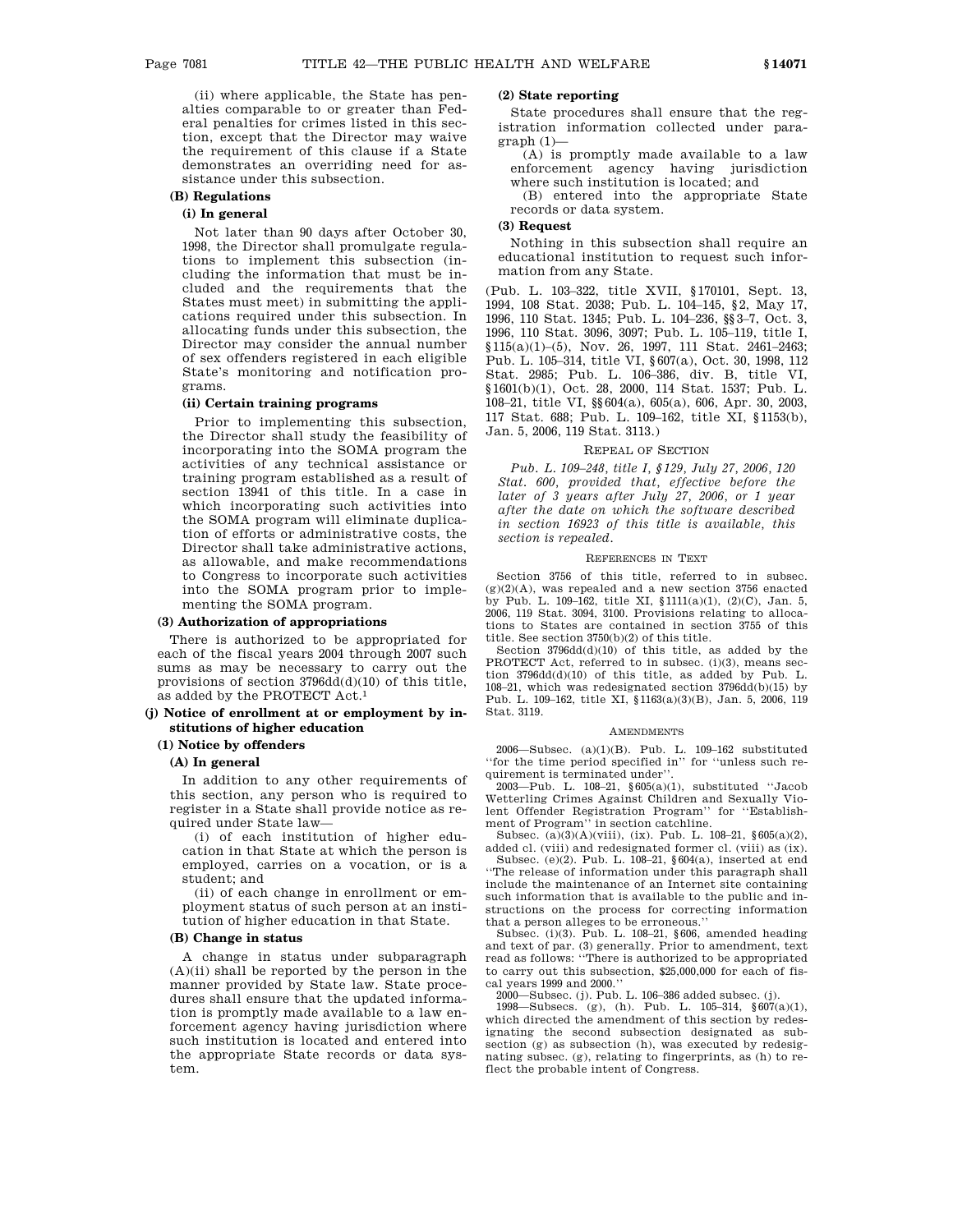(ii) where applicable, the State has penalties comparable to or greater than Federal penalties for crimes listed in this section, except that the Director may waive the requirement of this clause if a State demonstrates an overriding need for assistance under this subsection.

**(B) Regulations**

**(i) In general**

Not later than 90 days after October 30, 1998, the Director shall promulgate regulations to implement this subsection (including the information that must be included and the requirements that the States must meet) in submitting the applications required under this subsection. In allocating funds under this subsection, the Director may consider the annual number of sex offenders registered in each eligible State's monitoring and notification programs.

**(ii) Certain training programs**

Prior to implementing this subsection, the Director shall study the feasibility of incorporating into the SOMA program the activities of any technical assistance or training program established as a result of section 13941 of this title. In a case in which incorporating such activities into the SOMA program will eliminate duplication of efforts or administrative costs, the Director shall take administrative actions, as allowable, and make recommendations to Congress to incorporate such activities into the SOMA program prior to implementing the SOMA program.

**(3) Authorization of appropriations**

There is authorized to be appropriated for each of the fiscal years 2004 through 2007 such sums as may be necessary to carry out the provisions of section 3796dd(d)(10) of this title, as added by the PROTECT Act.[1]

**(j) Notice of enrollment at or employment by institutions of higher education**

**(1) Notice by offenders**

**(A) In general**

In addition to any other requirements of this section, any person who is required to register in a State shall provide notice as required under State law—

(i) of each institution of higher education in that State at which the person is employed, carries on a vocation, or is a student; and

(ii) of each change in enrollment or employment status of such person at an institution of higher education in that State.

**(B) Change in status**

A change in status under subparagraph (A)(ii) shall be reported by the person in the manner provided by State law. State procedures shall ensure that the updated information is promptly made available to a law enforcement agency having jurisdiction where such institution is located and entered into the appropriate State records or data system.

**(2) State reporting**

State procedures shall ensure that the registration information collected under paragraph (1)—

(A) is promptly made available to a law enforcement agency having jurisdiction where such institution is located; and

(B) entered into the appropriate State records or data system.

**(3) Request**

Nothing in this subsection shall require an educational institution to request such information from any State.

(Pub. L. 103–322, title XVII, §170101, Sept. 13, 1994, 108 Stat. 2038; Pub. L. 104–145, §2, May 17, 1996, 110 Stat. 1345; Pub. L. 104–236, §§3–7, Oct. 3, 1996, 110 Stat. 3096, 3097; Pub. L. 105–119, title I, §115(a)(1)–(5), Nov. 26, 1997, 111 Stat. 2461–2463; Pub. L. 105–314, title VI, §607(a), Oct. 30, 1998, 112 Stat. 2985; Pub. L. 106–386, div. B, title VI, §1601(b)(1), Oct. 28, 2000, 114 Stat. 1537; Pub. L. 108–21, title VI, §§604(a), 605(a), 606, Apr. 30, 2003, 117 Stat. 688; Pub. L. 109–162, title XI, §1153(b), Jan. 5, 2006, 119 Stat. 3113.)

REPEAL OF SECTION

*Pub. L. 109–248, title I, §129, July 27, 2006, 120 Stat. 600, provided that, effective before the later of 3 years after July 27, 2006, or 1 year after the date on which the software described in section 16923 of this title is available, this section is repealed.*

REFERENCES IN TEXT

Section 3756 of this title, referred to in subsec. (g)(2)(A), was repealed and a new section 3756 enacted by Pub. L. 109–162, title XI, §1111(a)(1), (2)(C), Jan. 5, 2006, 119 Stat. 3094, 3100. Provisions relating to allocations to States are contained in section 3755 of this title. See section 3750(b)(2) of this title.

Section 3796dd(d)(10) of this title, as added by the PROTECT Act, referred to in subsec. (i)(3), means section 3796dd(d)(10) of this title, as added by Pub. L. 108–21, which was redesignated section 3796dd(b)(15) by Pub. L. 109–162, title XI, §1163(a)(3)(B), Jan. 5, 2006, 119 Stat. 3119.

AMENDMENTS

2006—Subsec. (a)(1)(B). Pub. L. 109–162 substituted "for the time period specified in" for "unless such requirement is terminated under".

2003—Pub. L. 108–21, §605(a)(1), substituted "Jacob Wetterling Crimes Against Children and Sexually Violent Offender Registration Program" for "Establishment of Program" in section catchline.

Subsec. (a)(3)(A)(viii), (ix). Pub. L. 108–21, §605(a)(2), added cl. (viii) and redesignated former cl. (viii) as (ix).

Subsec. (e)(2). Pub. L. 108–21, §604(a), inserted at end "The release of information under this paragraph shall include the maintenance of an Internet site containing such information that is available to the public and instructions on the process for correcting information that a person alleges to be erroneous."

Subsec. (i)(3). Pub. L. 108–21, §606, amended heading and text of par. (3) generally. Prior to amendment, text read as follows: "There is authorized to be appropriated to carry out this subsection, $25,000,000 for each of fiscal years 1999 and 2000."

2000—Subsec. (j). Pub. L. 106–386 added subsec. (j).

1998—Subsecs. (g), (h). Pub. L. 105–314, §607(a)(1), which directed the amendment of this section by redesignating the second subsection designated as subsection (g) as subsection (h), was executed by redesignating subsec. (g), relating to fingerprints, as (h) to reflect the probable intent of Congress.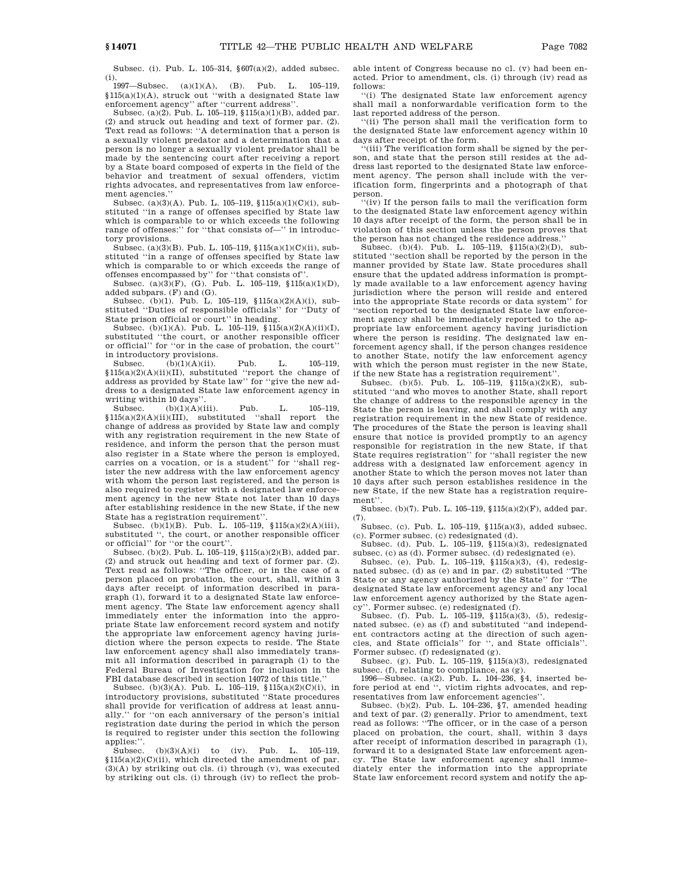Subsec. (i). Pub. L. 105–314, §607(a)(2), added subsec. (i).

1997—Subsec. (a)(1)(A), (B). Pub. L. 105–119, §115(a)(1)(A), struck out "with a designated State law enforcement agency" after "current address".

Subsec. (a)(2). Pub. L. 105–119, §115(a)(1)(B), added par. (2) and struck out heading and text of former par. (2). Text read as follows: "A determination that a person is a sexually violent predator and a determination that a person is no longer a sexually violent predator shall be made by the sentencing court after receiving a report by a State board composed of experts in the field of the behavior and treatment of sexual offenders, victim rights advocates, and representatives from law enforcement agencies."

Subsec. (a)(3)(A). Pub. L. 105–119, §115(a)(1)(C)(i), substituted "in a range of offenses specified by State law which is comparable to or which exceeds the following range of offenses:" for "that consists of—" in introductory provisions.

Subsec. (a)(3)(B). Pub. L. 105–119, §115(a)(1)(C)(ii), substituted "in a range of offenses specified by State law which is comparable to or which exceeds the range of offenses encompassed by" for "that consists of".

Subsec. (a)(3)(F), (G). Pub. L. 105–119, §115(a)(1)(D), added subpars. (F) and (G).

Subsec. (b)(1). Pub. L. 105–119, §115(a)(2)(A)(i), substituted "Duties of responsible officials" for "Duty of State prison official or court" in heading.

Subsec. (b)(1)(A). Pub. L. 105–119, §115(a)(2)(A)(ii)(I), substituted "the court, or another responsible officer or official" for "or in the case of probation, the court" in introductory provisions.

Subsec. (b)(1)(A)(ii). Pub. L. 105–119, §115(a)(2)(A)(ii)(II), substituted "report the change of address as provided by State law" for "give the new address to a designated State law enforcement agency in writing within 10 days".

Subsec. (b)(1)(A)(iii). Pub. L. 105–119, §115(a)(2)(A)(ii)(III), substituted "shall report the change of address as provided by State law and comply with any registration requirement in the new State of residence, and inform the person that the person must also register in a State where the person is employed, carries on a vocation, or is a student" for "shall register the new address with the law enforcement agency with whom the person last registered, and the person is also required to register with a designated law enforcement agency in the new State not later than 10 days after establishing residence in the new State, if the new State has a registration requirement".

Subsec. (b)(1)(B). Pub. L. 105–119, §115(a)(2)(A)(iii), substituted ", the court, or another responsible officer or official" for "or the court".

Subsec. (b)(2). Pub. L. 105–119, §115(a)(2)(B), added par. (2) and struck out heading and text of former par. (2). Text read as follows: "The officer, or in the case of a person placed on probation, the court, shall, within 3 days after receipt of information described in paragraph (1), forward it to a designated State law enforcement agency. The State law enforcement agency shall immediately enter the information into the appropriate State law enforcement record system and notify the appropriate law enforcement agency having jurisdiction where the person expects to reside. The State law enforcement agency shall also immediately transmit all information described in paragraph (1) to the Federal Bureau of Investigation for inclusion in the FBI database described in section 14072 of this title."

Subsec. (b)(3)(A). Pub. L. 105–119, §115(a)(2)(C)(i), in introductory provisions, substituted "State procedures shall provide for verification of address at least annually." for "on each anniversary of the person's initial registration date during the period in which the person is required to register under this section the following applies:".

Subsec. (b)(3)(A)(i) to (iv). Pub. L. 105–119, §115(a)(2)(C)(ii), which directed the amendment of par. (3)(A) by striking out cls. (i) through (v), was executed by striking out cls. (i) through (iv) to reflect the probable intent of Congress because no cl. (v) had been enacted. Prior to amendment, cls. (i) through (iv) read as follows:

"(i) The designated State law enforcement agency shall mail a nonforwardable verification form to the last reported address of the person.

"(ii) The person shall mail the verification form to the designated State law enforcement agency within 10 days after receipt of the form.

"(iii) The verification form shall be signed by the person, and state that the person still resides at the address last reported to the designated State law enforcement agency. The person shall include with the verification form, fingerprints and a photograph of that person.

"(iv) If the person fails to mail the verification form to the designated State law enforcement agency within 10 days after receipt of the form, the person shall be in violation of this section unless the person proves that the person has not changed the residence address."

Subsec. (b)(4). Pub. L. 105–119, §115(a)(2)(D), substituted "section shall be reported by the person in the manner provided by State law. State procedures shall ensure that the updated address information is promptly made available to a law enforcement agency having jurisdiction where the person will reside and entered into the appropriate State records or data system" for "section reported to the designated State law enforcement agency shall be immediately reported to the appropriate law enforcement agency having jurisdiction where the person is residing. The designated law enforcement agency shall, if the person changes residence to another State, notify the law enforcement agency with which the person must register in the new State, if the new State has a registration requirement".

Subsec. (b)(5). Pub. L. 105–119, §115(a)(2)(E), substituted "and who moves to another State, shall report the change of address to the responsible agency in the State the person is leaving, and shall comply with any registration requirement in the new State of residence. The procedures of the State the person is leaving shall ensure that notice is provided promptly to an agency responsible for registration in the new State, if that State requires registration" for "shall register the new address with a designated law enforcement agency in another State to which the person moves not later than 10 days after such person establishes residence in the new State, if the new State has a registration requirement".

Subsec. (b)(7). Pub. L. 105–119, §115(a)(2)(F), added par. (7).

Subsec. (c). Pub. L. 105–119, §115(a)(3), added subsec. (c). Former subsec. (c) redesignated (d).

Subsec. (d). Pub. L. 105–119, §115(a)(3), redesignated subsec. (c) as (d). Former subsec. (d) redesignated (e).

Subsec. (e). Pub. L. 105–119, §115(a)(3), (4), redesignated subsec. (d) as (e) and in par. (2) substituted "The State or any agency authorized by the State" for "The designated State law enforcement agency and any local law enforcement agency authorized by the State agency". Former subsec. (e) redesignated (f).

Subsec. (f). Pub. L. 105–119, §115(a)(3), (5), redesignated subsec. (e) as (f) and substituted "and independent contractors acting at the direction of such agencies, and State officials" for ", and State officials". Former subsec. (f) redesignated (g).

Subsec. (g). Pub. L. 105–119, §115(a)(3), redesignated subsec. (f), relating to compliance, as (g).

1996—Subsec. (a)(2). Pub. L. 104–236, §4, inserted before period at end ", victim rights advocates, and representatives from law enforcement agencies".

Subsec. (b)(2). Pub. L. 104–236, §7, amended heading and text of par. (2) generally. Prior to amendment, text read as follows: "The officer, or in the case of a person placed on probation, the court, shall, within 3 days after receipt of information described in paragraph (1), forward it to a designated State law enforcement agency. The State law enforcement agency shall immediately enter the information into the appropriate State law enforcement record system and notify the ap-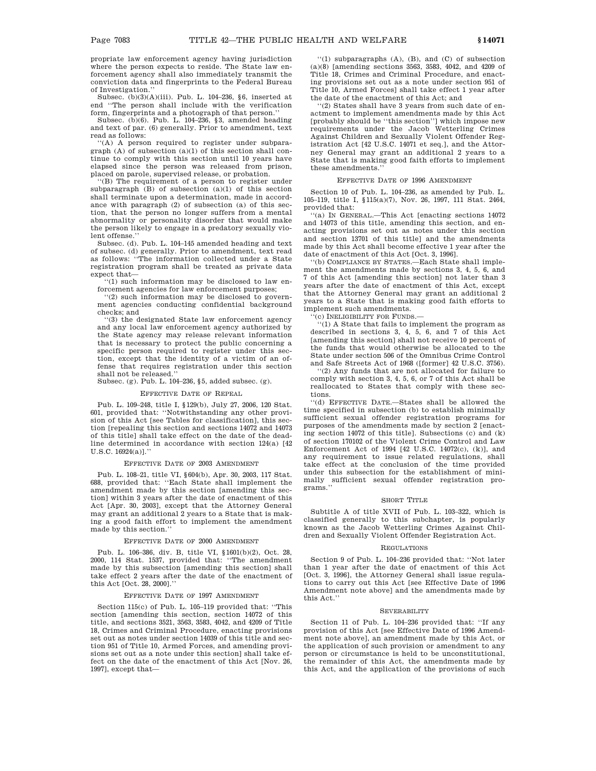propriate law enforcement agency having jurisdiction where the person expects to reside. The State law enforcement agency shall also immediately transmit the conviction data and fingerprints to the Federal Bureau of Investigation.''

Subsec. (b)(3)(A)(iii). Pub. L. 104–236, §6, inserted at end ''The person shall include with the verification form, fingerprints and a photograph of that person.''

Subsec. (b)(6). Pub. L. 104–236, §3, amended heading and text of par. (6) generally. Prior to amendment, text read as follows:

''(A) A person required to register under subparagraph (A) of subsection (a)(1) of this section shall continue to comply with this section until 10 years have elapsed since the person was released from prison, placed on parole, supervised release, or probation.

''(B) The requirement of a person to register under subparagraph (B) of subsection (a)(1) of this section shall terminate upon a determination, made in accordance with paragraph (2) of subsection (a) of this section, that the person no longer suffers from a mental abnormality or personality disorder that would make the person likely to engage in a predatory sexually violent offense.''

Subsec. (d). Pub. L. 104–145 amended heading and text of subsec. (d) generally. Prior to amendment, text read as follows: ''The information collected under a State registration program shall be treated as private data expect that—

''(1) such information may be disclosed to law enforcement agencies for law enforcement purposes;

''(2) such information may be disclosed to government agencies conducting confidential background checks; and

''(3) the designated State law enforcement agency and any local law enforcement agency authorized by the State agency may release relevant information that is necessary to protect the public concerning a specific person required to register under this section, except that the identity of a victim of an offense that requires registration under this section shall not be released.''

Subsec. (g). Pub. L. 104–236, §5, added subsec. (g).

### Effective Date of Repeal

Pub. L. 109–248, title I, §129(b), July 27, 2006, 120 Stat. 601, provided that: ''Notwithstanding any other provision of this Act [see Tables for classification], this section [repealing this section and sections 14072 and 14073 of this title] shall take effect on the date of the deadline determined in accordance with section 124(a) [42 U.S.C. 16924(a)].''

### Effective Date of 2003 Amendment

Pub. L. 108–21, title VI, §604(b), Apr. 30, 2003, 117 Stat. 688, provided that: ''Each State shall implement the amendment made by this section [amending this section] within 3 years after the date of enactment of this Act [Apr. 30, 2003], except that the Attorney General may grant an additional 2 years to a State that is making a good faith effort to implement the amendment made by this section.''

### Effective Date of 2000 Amendment

Pub. L. 106–386, div. B, title VI, §1601(b)(2), Oct. 28, 2000, 114 Stat. 1537, provided that: ''The amendment made by this subsection [amending this section] shall take effect 2 years after the date of the enactment of this Act [Oct. 28, 2000].''

### Effective Date of 1997 Amendment

Section 115(c) of Pub. L. 105–119 provided that: ''This section [amending this section, section 14072 of this title, and sections 3521, 3563, 3583, 4042, and 4209 of Title 18, Crimes and Criminal Procedure, enacting provisions set out as notes under section 14039 of this title and section 951 of Title 10, Armed Forces, and amending provisions set out as a note under this section] shall take effect on the date of the enactment of this Act [Nov. 26, 1997], except that—

''(1) subparagraphs (A), (B), and (C) of subsection (a)(8) [amending sections 3563, 3583, 4042, and 4209 of Title 18, Crimes and Criminal Procedure, and enacting provisions set out as a note under section 951 of Title 10, Armed Forces] shall take effect 1 year after the date of the enactment of this Act; and

''(2) States shall have 3 years from such date of enactment to implement amendments made by this Act [probably should be ''this section''] which impose new requirements under the Jacob Wetterling Crimes Against Children and Sexually Violent Offender Registration Act [42 U.S.C. 14071 et seq.], and the Attorney General may grant an additional 2 years to a State that is making good faith efforts to implement these amendments.''

### Effective Date of 1996 Amendment

Section 10 of Pub. L. 104–236, as amended by Pub. L. 105–119, title I, §115(a)(7), Nov. 26, 1997, 111 Stat. 2464, provided that:

''(a) In General.—This Act [enacting sections 14072 and 14073 of this title, amending this section, and enacting provisions set out as notes under this section and section 13701 of this title] and the amendments made by this Act shall become effective 1 year after the date of enactment of this Act [Oct. 3, 1996].

''(b) Compliance by States.—Each State shall implement the amendments made by sections 3, 4, 5, 6, and 7 of this Act [amending this section] not later than 3 years after the date of enactment of this Act, except that the Attorney General may grant an additional 2 years to a State that is making good faith efforts to implement such amendments.

''(c) Ineligibility for Funds.—

''(1) A State that fails to implement the program as described in sections 3, 4, 5, 6, and 7 of this Act [amending this section] shall not receive 10 percent of the funds that would otherwise be allocated to the State under section 506 of the Omnibus Crime Control and Safe Streets Act of 1968 ([former] 42 U.S.C. 3756).

''(2) Any funds that are not allocated for failure to comply with section 3, 4, 5, 6, or 7 of this Act shall be reallocated to States that comply with these sections.

''(d) Effective Date.—States shall be allowed the time specified in subsection (b) to establish minimally sufficient sexual offender registration programs for purposes of the amendments made by section 2 [enacting section 14072 of this title]. Subsections (c) and (k) of section 170102 of the Violent Crime Control and Law Enforcement Act of 1994 [42 U.S.C. 14072(c), (k)], and any requirement to issue related regulations, shall take effect at the conclusion of the time provided under this subsection for the establishment of minimally sufficient sexual offender registration programs.''

### Short Title

Subtitle A of title XVII of Pub. L. 103–322, which is classified generally to this subchapter, is popularly known as the Jacob Wetterling Crimes Against Children and Sexually Violent Offender Registration Act.

### Regulations

Section 9 of Pub. L. 104–236 provided that: ''Not later than 1 year after the date of enactment of this Act [Oct. 3, 1996], the Attorney General shall issue regulations to carry out this Act [see Effective Date of 1996 Amendment note above] and the amendments made by this Act.''

### Severability

Section 11 of Pub. L. 104–236 provided that: ''If any provision of this Act [see Effective Date of 1996 Amendment note above], an amendment made by this Act, or the application of such provision or amendment to any person or circumstance is held to be unconstitutional, the remainder of this Act, the amendments made by this Act, and the application of the provisions of such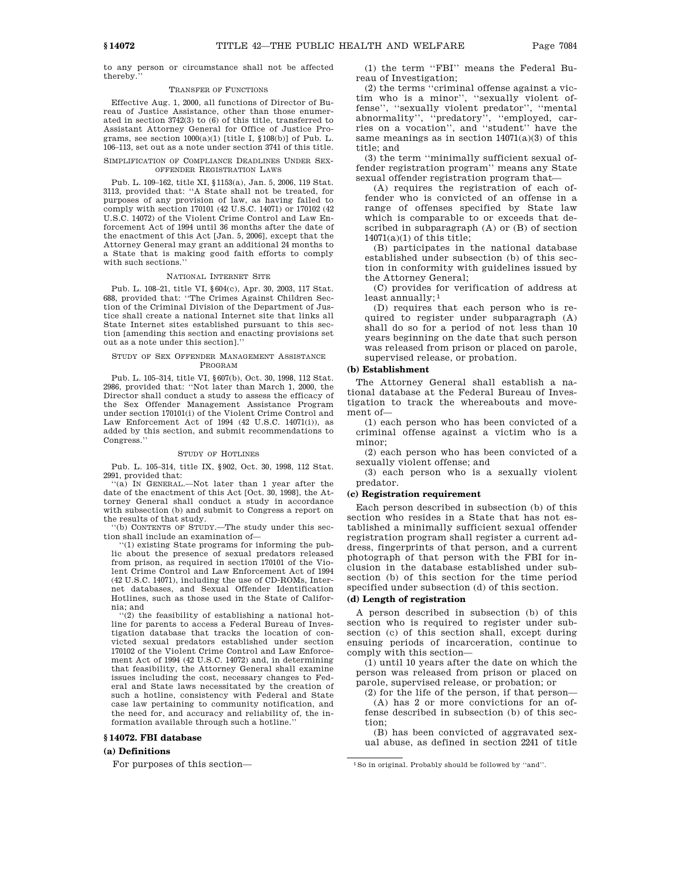to any person or circumstance shall not be affected thereby.''

TRANSFER OF FUNCTIONS

Effective Aug. 1, 2000, all functions of Director of Bureau of Justice Assistance, other than those enumerated in section 3742(3) to (6) of this title, transferred to Assistant Attorney General for Office of Justice Programs, see section 1000(a)(1) [title I, §108(b)] of Pub. L. 106–113, set out as a note under section 3741 of this title.

SIMPLIFICATION OF COMPLIANCE DEADLINES UNDER SEX-OFFENDER REGISTRATION LAWS

Pub. L. 109–162, title XI, §1153(a), Jan. 5, 2006, 119 Stat. 3113, provided that: ''A State shall not be treated, for purposes of any provision of law, as having failed to comply with section 170101 (42 U.S.C. 14071) or 170102 (42 U.S.C. 14072) of the Violent Crime Control and Law Enforcement Act of 1994 until 36 months after the date of the enactment of this Act [Jan. 5, 2006], except that the Attorney General may grant an additional 24 months to a State that is making good faith efforts to comply with such sections.''

NATIONAL INTERNET SITE

Pub. L. 108–21, title VI, §604(c), Apr. 30, 2003, 117 Stat. 688, provided that: ''The Crimes Against Children Section of the Criminal Division of the Department of Justice shall create a national Internet site that links all State Internet sites established pursuant to this section [amending this section and enacting provisions set out as a note under this section].''

STUDY OF SEX OFFENDER MANAGEMENT ASSISTANCE PROGRAM

Pub. L. 105–314, title VI, §607(b), Oct. 30, 1998, 112 Stat. 2986, provided that: ''Not later than March 1, 2000, the Director shall conduct a study to assess the efficacy of the Sex Offender Management Assistance Program under section 170101(i) of the Violent Crime Control and Law Enforcement Act of 1994 (42 U.S.C. 14071(i)), as added by this section, and submit recommendations to Congress.''

STUDY OF HOTLINES

Pub. L. 105–314, title IX, §902, Oct. 30, 1998, 112 Stat. 2991, provided that:

''(a) IN GENERAL.—Not later than 1 year after the date of the enactment of this Act [Oct. 30, 1998], the Attorney General shall conduct a study in accordance with subsection (b) and submit to Congress a report on the results of that study.

''(b) CONTENTS OF STUDY.—The study under this section shall include an examination of—

''(1) existing State programs for informing the public about the presence of sexual predators released from prison, as required in section 170101 of the Violent Crime Control and Law Enforcement Act of 1994 (42 U.S.C. 14071), including the use of CD-ROMs, Internet databases, and Sexual Offender Identification Hotlines, such as those used in the State of California; and

''(2) the feasibility of establishing a national hotline for parents to access a Federal Bureau of Investigation database that tracks the location of convicted sexual predators established under section 170102 of the Violent Crime Control and Law Enforcement Act of 1994 (42 U.S.C. 14072) and, in determining that feasibility, the Attorney General shall examine issues including the cost, necessary changes to Federal and State laws necessitated by the creation of such a hotline, consistency with Federal and State case law pertaining to community notification, and the need for, and accuracy and reliability of, the information available through such a hotline.''

## § 14072. FBI database

### (a) Definitions

For purposes of this section—

(1) the term ''FBI'' means the Federal Bureau of Investigation;

(2) the terms ''criminal offense against a victim who is a minor'', ''sexually violent offense'', ''sexually violent predator'', ''mental abnormality'', ''predatory'', ''employed, carries on a vocation'', and ''student'' have the same meanings as in section 14071(a)(3) of this title; and

(3) the term ''minimally sufficient sexual offender registration program'' means any State sexual offender registration program that—

(A) requires the registration of each offender who is convicted of an offense in a range of offenses specified by State law which is comparable to or exceeds that described in subparagraph (A) or (B) of section 14071(a)(1) of this title;

(B) participates in the national database established under subsection (b) of this section in conformity with guidelines issued by the Attorney General;

(C) provides for verification of address at least annually;[1]

(D) requires that each person who is required to register under subparagraph (A) shall do so for a period of not less than 10 years beginning on the date that such person was released from prison or placed on parole, supervised release, or probation.

### (b) Establishment

The Attorney General shall establish a national database at the Federal Bureau of Investigation to track the whereabouts and movement of—

(1) each person who has been convicted of a criminal offense against a victim who is a minor;

(2) each person who has been convicted of a sexually violent offense; and

(3) each person who is a sexually violent predator.

### (c) Registration requirement

Each person described in subsection (b) of this section who resides in a State that has not established a minimally sufficient sexual offender registration program shall register a current address, fingerprints of that person, and a current photograph of that person with the FBI for inclusion in the database established under subsection (b) of this section for the time period specified under subsection (d) of this section.

### (d) Length of registration

A person described in subsection (b) of this section who is required to register under subsection (c) of this section shall, except during ensuing periods of incarceration, continue to comply with this section—

(1) until 10 years after the date on which the person was released from prison or placed on parole, supervised release, or probation; or

(2) for the life of the person, if that person—

(A) has 2 or more convictions for an offense described in subsection (b) of this section;

(B) has been convicted of aggravated sexual abuse, as defined in section 2241 of title

---

[1] So in original. Probably should be followed by ''and''.